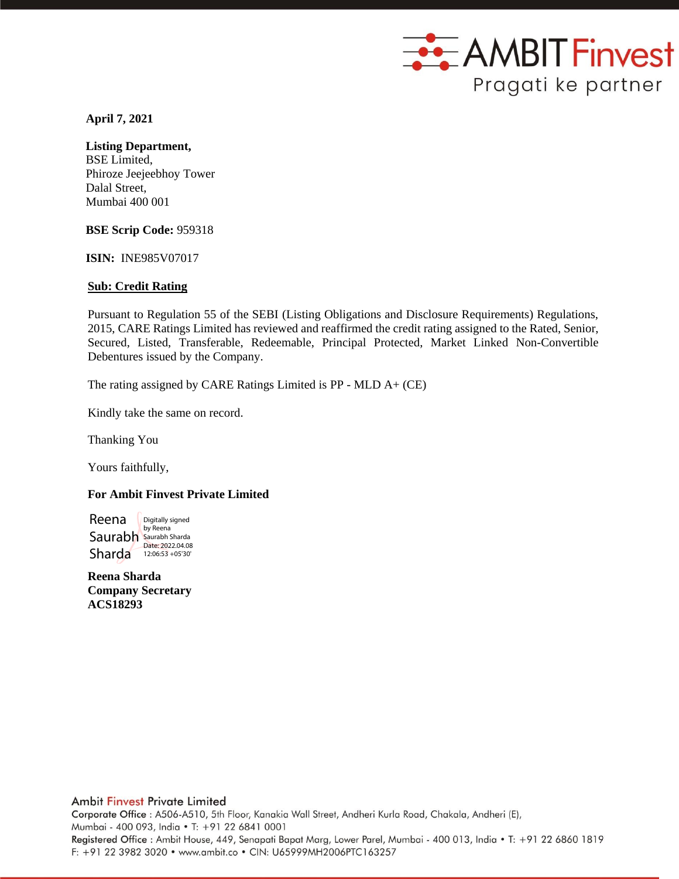**April 7, 2021**

**Listing Department,**
BSE Limited,
Phiroze Jeejeebhoy Tower
Dalal Street,
Mumbai 400 001

**BSE Scrip Code:** 959318

**ISIN:** INE985V07017

**Sub: Credit Rating**

Pursuant to Regulation 55 of the SEBI (Listing Obligations and Disclosure Requirements) Regulations, 2015, CARE Ratings Limited has reviewed and reaffirmed the credit rating assigned to the Rated, Senior, Secured, Listed, Transferable, Redeemable, Principal Protected, Market Linked Non-Convertible Debentures issued by the Company.

The rating assigned by CARE Ratings Limited is PP - MLD A+ (CE)

Kindly take the same on record.

Thanking You

Yours faithfully,

**For Ambit Finvest Private Limited**

Reena Saurabh Sharda
Digitally signed by Reena Saurabh Sharda
Date: 2022.04.08 12:06:53 +05'30'

**Reena Sharda**
**Company Secretary**
**ACS18293**

Ambit Finvest Private Limited
Corporate Office : A506-A510, 5th Floor, Kanakia Wall Street, Andheri Kurla Road, Chakala, Andheri (E), Mumbai - 400 093, India • T: +91 22 6841 0001
Registered Office : Ambit House, 449, Senapati Bapat Marg, Lower Parel, Mumbai - 400 013, India • T: +91 22 6860 1819
F: +91 22 3982 3020 • www.ambit.co • CIN: U65999MH2006PTC163257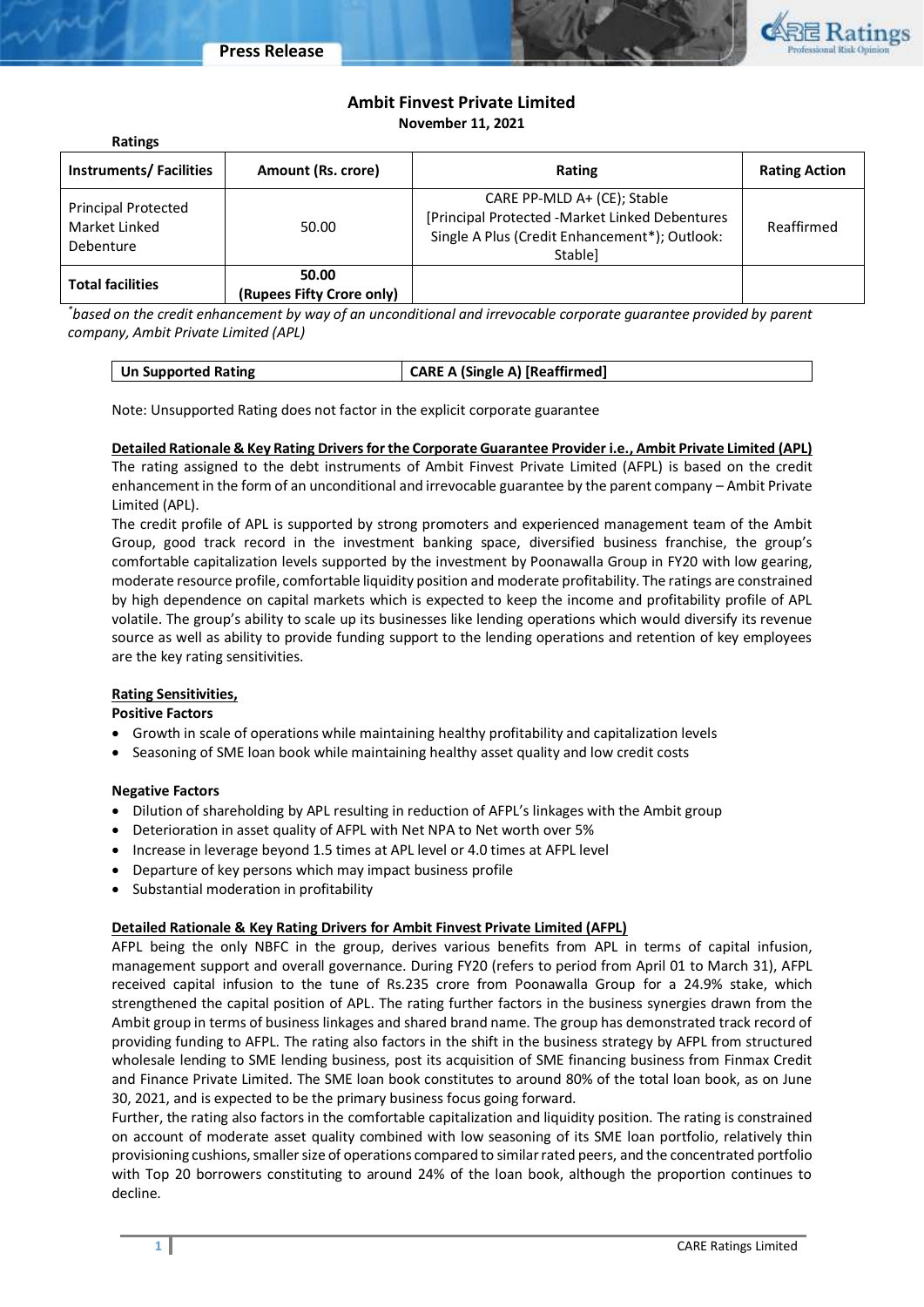# Ambit Finvest Private Limited

**November 11, 2021**

**Ratings**

| Instruments/ Facilities | Amount (Rs. crore) | Rating | Rating Action |
|---|---|---|---|
| Principal Protected Market Linked Debenture | 50.00 | CARE PP-MLD A+ (CE); Stable [Principal Protected -Market Linked Debentures Single A Plus (Credit Enhancement*); Outlook: Stable] | Reaffirmed |
| **Total facilities** | **50.00 (Rupees Fifty Crore only)** | | |

*\*based on the credit enhancement by way of an unconditional and irrevocable corporate guarantee provided by parent company, Ambit Private Limited (APL)*

| **Un Supported Rating** | **CARE A (Single A) [Reaffirmed]** |
|---|---|

Note: Unsupported Rating does not factor in the explicit corporate guarantee

**Detailed Rationale & Key Rating Drivers for the Corporate Guarantee Provider i.e., Ambit Private Limited (APL)**

The rating assigned to the debt instruments of Ambit Finvest Private Limited (AFPL) is based on the credit enhancement in the form of an unconditional and irrevocable guarantee by the parent company – Ambit Private Limited (APL).

The credit profile of APL is supported by strong promoters and experienced management team of the Ambit Group, good track record in the investment banking space, diversified business franchise, the group's comfortable capitalization levels supported by the investment by Poonawalla Group in FY20 with low gearing, moderate resource profile, comfortable liquidity position and moderate profitability. The ratings are constrained by high dependence on capital markets which is expected to keep the income and profitability profile of APL volatile. The group's ability to scale up its businesses like lending operations which would diversify its revenue source as well as ability to provide funding support to the lending operations and retention of key employees are the key rating sensitivities.

**Rating Sensitivities,**

**Positive Factors**

- Growth in scale of operations while maintaining healthy profitability and capitalization levels
- Seasoning of SME loan book while maintaining healthy asset quality and low credit costs

**Negative Factors**

- Dilution of shareholding by APL resulting in reduction of AFPL's linkages with the Ambit group
- Deterioration in asset quality of AFPL with Net NPA to Net worth over 5%
- Increase in leverage beyond 1.5 times at APL level or 4.0 times at AFPL level
- Departure of key persons which may impact business profile
- Substantial moderation in profitability

**Detailed Rationale & Key Rating Drivers for Ambit Finvest Private Limited (AFPL)**

AFPL being the only NBFC in the group, derives various benefits from APL in terms of capital infusion, management support and overall governance. During FY20 (refers to period from April 01 to March 31), AFPL received capital infusion to the tune of Rs.235 crore from Poonawalla Group for a 24.9% stake, which strengthened the capital position of APL. The rating further factors in the business synergies drawn from the Ambit group in terms of business linkages and shared brand name. The group has demonstrated track record of providing funding to AFPL. The rating also factors in the shift in the business strategy by AFPL from structured wholesale lending to SME lending business, post its acquisition of SME financing business from Finmax Credit and Finance Private Limited. The SME loan book constitutes to around 80% of the total loan book, as on June 30, 2021, and is expected to be the primary business focus going forward.

Further, the rating also factors in the comfortable capitalization and liquidity position. The rating is constrained on account of moderate asset quality combined with low seasoning of its SME loan portfolio, relatively thin provisioning cushions, smaller size of operations compared to similar rated peers, and the concentrated portfolio with Top 20 borrowers constituting to around 24% of the loan book, although the proportion continues to decline.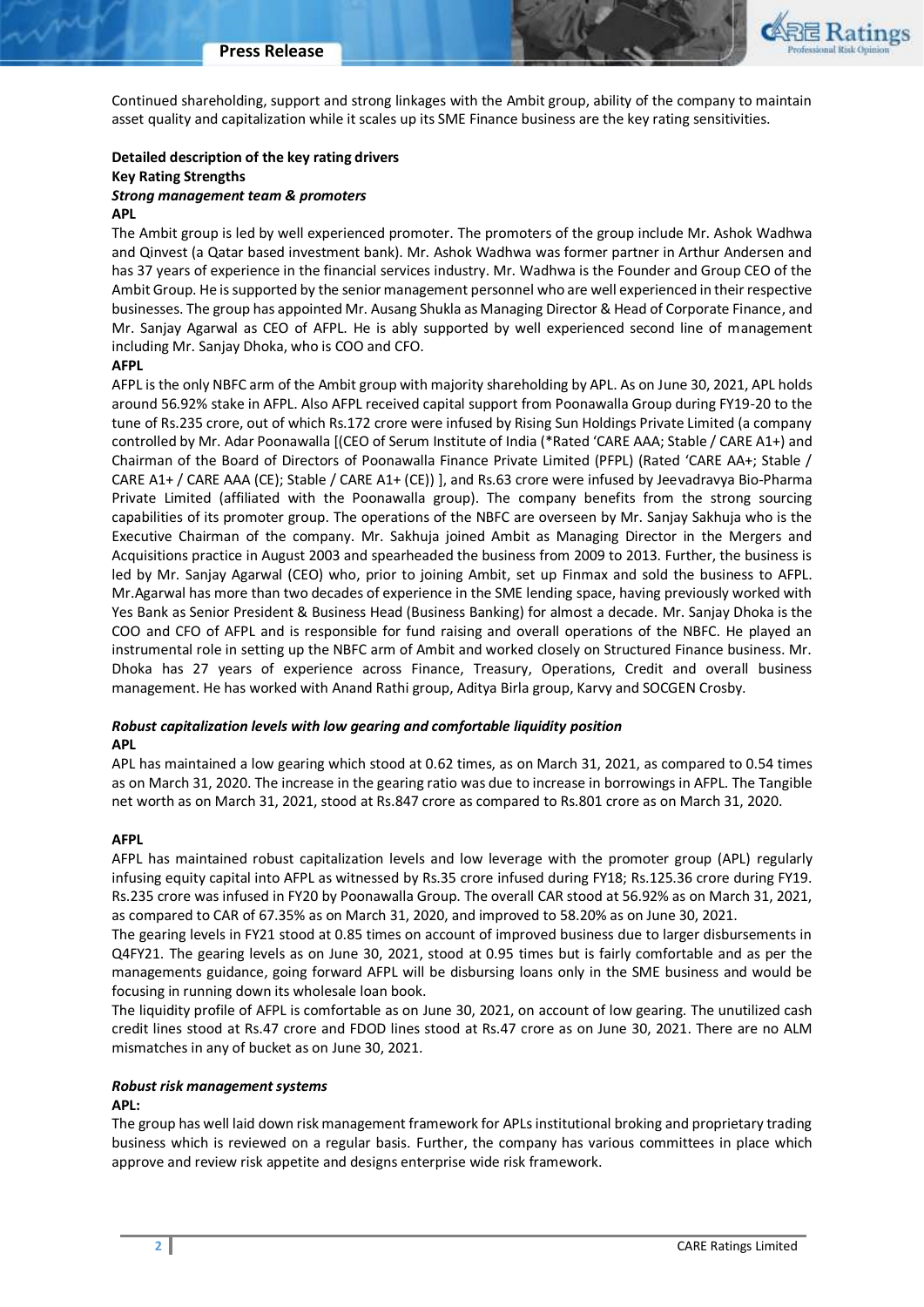Continued shareholding, support and strong linkages with the Ambit group, ability of the company to maintain asset quality and capitalization while it scales up its SME Finance business are the key rating sensitivities.

**Detailed description of the key rating drivers**

**Key Rating Strengths**

***Strong management team & promoters***

**APL**

The Ambit group is led by well experienced promoter. The promoters of the group include Mr. Ashok Wadhwa and Qinvest (a Qatar based investment bank). Mr. Ashok Wadhwa was former partner in Arthur Andersen and has 37 years of experience in the financial services industry. Mr. Wadhwa is the Founder and Group CEO of the Ambit Group. He is supported by the senior management personnel who are well experienced in their respective businesses. The group has appointed Mr. Ausang Shukla as Managing Director & Head of Corporate Finance, and Mr. Sanjay Agarwal as CEO of AFPL. He is ably supported by well experienced second line of management including Mr. Sanjay Dhoka, who is COO and CFO.

**AFPL**

AFPL is the only NBFC arm of the Ambit group with majority shareholding by APL. As on June 30, 2021, APL holds around 56.92% stake in AFPL. Also AFPL received capital support from Poonawalla Group during FY19-20 to the tune of Rs.235 crore, out of which Rs.172 crore were infused by Rising Sun Holdings Private Limited (a company controlled by Mr. Adar Poonawalla [(CEO of Serum Institute of India (*Rated 'CARE AAA; Stable / CARE A1+) and Chairman of the Board of Directors of Poonawalla Finance Private Limited (PFPL) (Rated 'CARE AA+; Stable / CARE A1+ / CARE AAA (CE); Stable / CARE A1+ (CE)) ], and Rs.63 crore were infused by Jeevadravya Bio-Pharma Private Limited (affiliated with the Poonawalla group). The company benefits from the strong sourcing capabilities of its promoter group. The operations of the NBFC are overseen by Mr. Sanjay Sakhuja who is the Executive Chairman of the company. Mr. Sakhuja joined Ambit as Managing Director in the Mergers and Acquisitions practice in August 2003 and spearheaded the business from 2009 to 2013. Further, the business is led by Mr. Sanjay Agarwal (CEO) who, prior to joining Ambit, set up Finmax and sold the business to AFPL. Mr.Agarwal has more than two decades of experience in the SME lending space, having previously worked with Yes Bank as Senior President & Business Head (Business Banking) for almost a decade. Mr. Sanjay Dhoka is the COO and CFO of AFPL and is responsible for fund raising and overall operations of the NBFC. He played an instrumental role in setting up the NBFC arm of Ambit and worked closely on Structured Finance business. Mr. Dhoka has 27 years of experience across Finance, Treasury, Operations, Credit and overall business management. He has worked with Anand Rathi group, Aditya Birla group, Karvy and SOCGEN Crosby.

***Robust capitalization levels with low gearing and comfortable liquidity position***

**APL**

APL has maintained a low gearing which stood at 0.62 times, as on March 31, 2021, as compared to 0.54 times as on March 31, 2020. The increase in the gearing ratio was due to increase in borrowings in AFPL. The Tangible net worth as on March 31, 2021, stood at Rs.847 crore as compared to Rs.801 crore as on March 31, 2020.

**AFPL**

AFPL has maintained robust capitalization levels and low leverage with the promoter group (APL) regularly infusing equity capital into AFPL as witnessed by Rs.35 crore infused during FY18; Rs.125.36 crore during FY19. Rs.235 crore was infused in FY20 by Poonawalla Group. The overall CAR stood at 56.92% as on March 31, 2021, as compared to CAR of 67.35% as on March 31, 2020, and improved to 58.20% as on June 30, 2021.

The gearing levels in FY21 stood at 0.85 times on account of improved business due to larger disbursements in Q4FY21. The gearing levels as on June 30, 2021, stood at 0.95 times but is fairly comfortable and as per the managements guidance, going forward AFPL will be disbursing loans only in the SME business and would be focusing in running down its wholesale loan book.

The liquidity profile of AFPL is comfortable as on June 30, 2021, on account of low gearing. The unutilized cash credit lines stood at Rs.47 crore and FDOD lines stood at Rs.47 crore as on June 30, 2021. There are no ALM mismatches in any of bucket as on June 30, 2021.

***Robust risk management systems***

**APL:**

The group has well laid down risk management framework for APLs institutional broking and proprietary trading business which is reviewed on a regular basis. Further, the company has various committees in place which approve and review risk appetite and designs enterprise wide risk framework.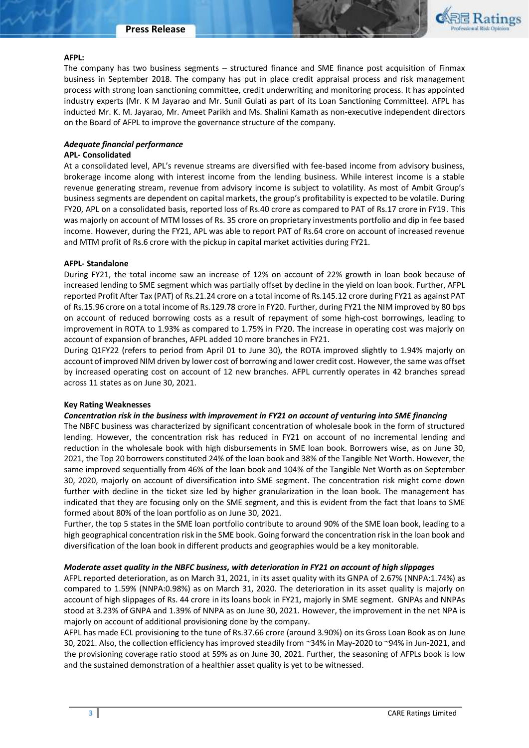**AFPL:**

The company has two business segments – structured finance and SME finance post acquisition of Finmax business in September 2018. The company has put in place credit appraisal process and risk management process with strong loan sanctioning committee, credit underwriting and monitoring process. It has appointed industry experts (Mr. K M Jayarao and Mr. Sunil Gulati as part of its Loan Sanctioning Committee). AFPL has inducted Mr. K. M. Jayarao, Mr. Ameet Parikh and Ms. Shalini Kamath as non-executive independent directors on the Board of AFPL to improve the governance structure of the company.

***Adequate financial performance***

**APL- Consolidated**

At a consolidated level, APL's revenue streams are diversified with fee-based income from advisory business, brokerage income along with interest income from the lending business. While interest income is a stable revenue generating stream, revenue from advisory income is subject to volatility. As most of Ambit Group's business segments are dependent on capital markets, the group's profitability is expected to be volatile. During FY20, APL on a consolidated basis, reported loss of Rs.40 crore as compared to PAT of Rs.17 crore in FY19. This was majorly on account of MTM losses of Rs. 35 crore on proprietary investments portfolio and dip in fee based income. However, during the FY21, APL was able to report PAT of Rs.64 crore on account of increased revenue and MTM profit of Rs.6 crore with the pickup in capital market activities during FY21.

**AFPL- Standalone**

During FY21, the total income saw an increase of 12% on account of 22% growth in loan book because of increased lending to SME segment which was partially offset by decline in the yield on loan book. Further, AFPL reported Profit After Tax (PAT) of Rs.21.24 crore on a total income of Rs.145.12 crore during FY21 as against PAT of Rs.15.96 crore on a total income of Rs.129.78 crore in FY20. Further, during FY21 the NIM improved by 80 bps on account of reduced borrowing costs as a result of repayment of some high-cost borrowings, leading to improvement in ROTA to 1.93% as compared to 1.75% in FY20. The increase in operating cost was majorly on account of expansion of branches, AFPL added 10 more branches in FY21.

During Q1FY22 (refers to period from April 01 to June 30), the ROTA improved slightly to 1.94% majorly on account of improved NIM driven by lower cost of borrowing and lower credit cost. However, the same was offset by increased operating cost on account of 12 new branches. AFPL currently operates in 42 branches spread across 11 states as on June 30, 2021.

**Key Rating Weaknesses**

***Concentration risk in the business with improvement in FY21 on account of venturing into SME financing***

The NBFC business was characterized by significant concentration of wholesale book in the form of structured lending. However, the concentration risk has reduced in FY21 on account of no incremental lending and reduction in the wholesale book with high disbursements in SME loan book. Borrowers wise, as on June 30, 2021, the Top 20 borrowers constituted 24% of the loan book and 38% of the Tangible Net Worth. However, the same improved sequentially from 46% of the loan book and 104% of the Tangible Net Worth as on September 30, 2020, majorly on account of diversification into SME segment. The concentration risk might come down further with decline in the ticket size led by higher granularization in the loan book. The management has indicated that they are focusing only on the SME segment, and this is evident from the fact that loans to SME formed about 80% of the loan portfolio as on June 30, 2021.

Further, the top 5 states in the SME loan portfolio contribute to around 90% of the SME loan book, leading to a high geographical concentration risk in the SME book. Going forward the concentration risk in the loan book and diversification of the loan book in different products and geographies would be a key monitorable.

***Moderate asset quality in the NBFC business, with deterioration in FY21 on account of high slippages***

AFPL reported deterioration, as on March 31, 2021, in its asset quality with its GNPA of 2.67% (NNPA:1.74%) as compared to 1.59% (NNPA:0.98%) as on March 31, 2020. The deterioration in its asset quality is majorly on account of high slippages of Rs. 44 crore in its loans book in FY21, majorly in SME segment. GNPAs and NNPAs stood at 3.23% of GNPA and 1.39% of NNPA as on June 30, 2021. However, the improvement in the net NPA is majorly on account of additional provisioning done by the company.

AFPL has made ECL provisioning to the tune of Rs.37.66 crore (around 3.90%) on its Gross Loan Book as on June 30, 2021. Also, the collection efficiency has improved steadily from ~34% in May-2020 to ~94% in Jun-2021, and the provisioning coverage ratio stood at 59% as on June 30, 2021. Further, the seasoning of AFPLs book is low and the sustained demonstration of a healthier asset quality is yet to be witnessed.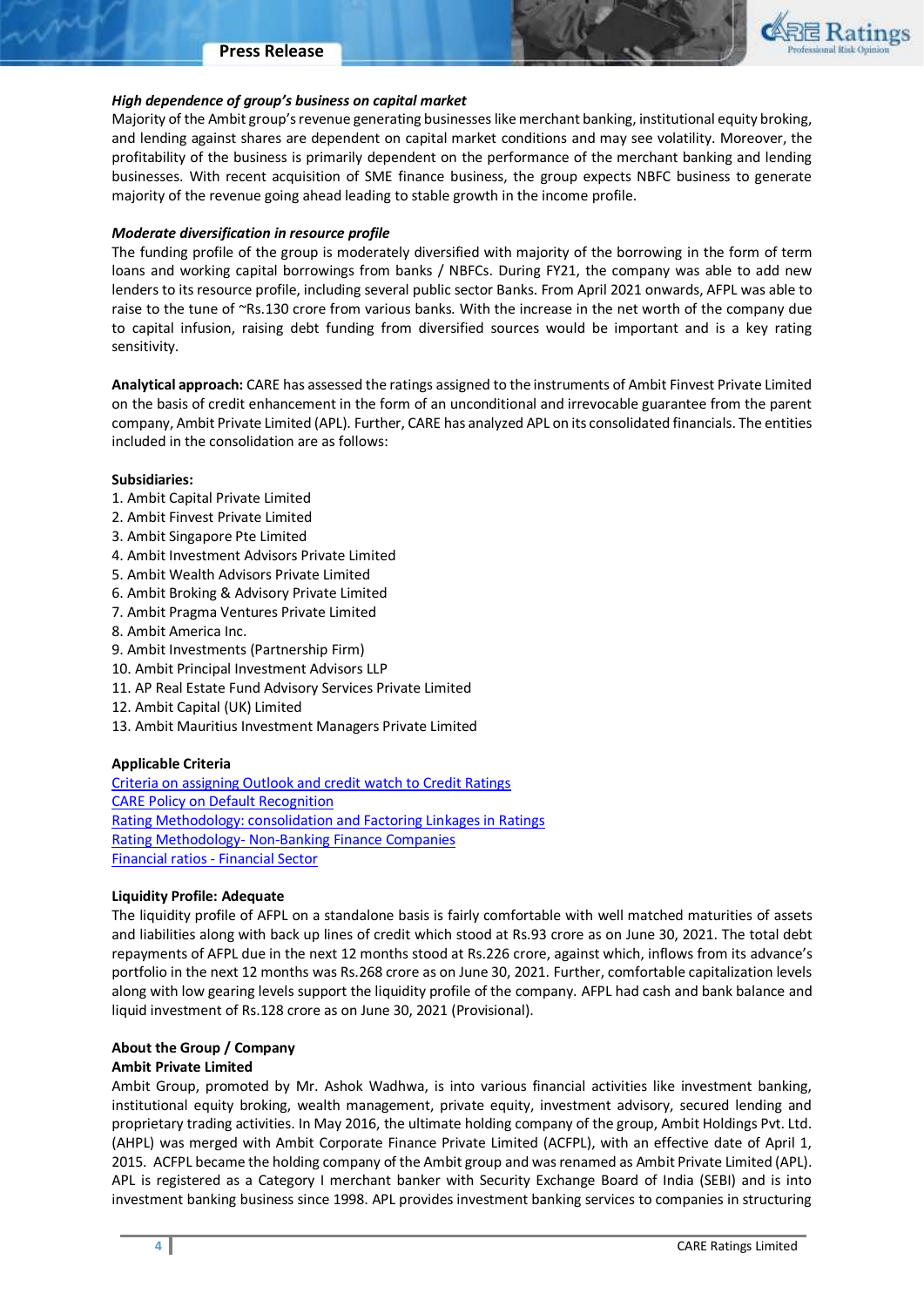***High dependence of group's business on capital market***

Majority of the Ambit group's revenue generating businesses like merchant banking, institutional equity broking, and lending against shares are dependent on capital market conditions and may see volatility. Moreover, the profitability of the business is primarily dependent on the performance of the merchant banking and lending businesses. With recent acquisition of SME finance business, the group expects NBFC business to generate majority of the revenue going ahead leading to stable growth in the income profile.

***Moderate diversification in resource profile***

The funding profile of the group is moderately diversified with majority of the borrowing in the form of term loans and working capital borrowings from banks / NBFCs. During FY21, the company was able to add new lenders to its resource profile, including several public sector Banks. From April 2021 onwards, AFPL was able to raise to the tune of ~Rs.130 crore from various banks. With the increase in the net worth of the company due to capital infusion, raising debt funding from diversified sources would be important and is a key rating sensitivity.

**Analytical approach:** CARE has assessed the ratings assigned to the instruments of Ambit Finvest Private Limited on the basis of credit enhancement in the form of an unconditional and irrevocable guarantee from the parent company, Ambit Private Limited (APL). Further, CARE has analyzed APL on its consolidated financials. The entities included in the consolidation are as follows:

**Subsidiaries:**

1. Ambit Capital Private Limited
2. Ambit Finvest Private Limited
3. Ambit Singapore Pte Limited
4. Ambit Investment Advisors Private Limited
5. Ambit Wealth Advisors Private Limited
6. Ambit Broking & Advisory Private Limited
7. Ambit Pragma Ventures Private Limited
8. Ambit America Inc.
9. Ambit Investments (Partnership Firm)
10. Ambit Principal Investment Advisors LLP
11. AP Real Estate Fund Advisory Services Private Limited
12. Ambit Capital (UK) Limited
13. Ambit Mauritius Investment Managers Private Limited

**Applicable Criteria**

Criteria on assigning Outlook and credit watch to Credit Ratings
CARE Policy on Default Recognition
Rating Methodology: consolidation and Factoring Linkages in Ratings
Rating Methodology- Non-Banking Finance Companies
Financial ratios - Financial Sector

**Liquidity Profile: Adequate**

The liquidity profile of AFPL on a standalone basis is fairly comfortable with well matched maturities of assets and liabilities along with back up lines of credit which stood at Rs.93 crore as on June 30, 2021. The total debt repayments of AFPL due in the next 12 months stood at Rs.226 crore, against which, inflows from its advance's portfolio in the next 12 months was Rs.268 crore as on June 30, 2021. Further, comfortable capitalization levels along with low gearing levels support the liquidity profile of the company. AFPL had cash and bank balance and liquid investment of Rs.128 crore as on June 30, 2021 (Provisional).

**About the Group / Company**

**Ambit Private Limited**

Ambit Group, promoted by Mr. Ashok Wadhwa, is into various financial activities like investment banking, institutional equity broking, wealth management, private equity, investment advisory, secured lending and proprietary trading activities. In May 2016, the ultimate holding company of the group, Ambit Holdings Pvt. Ltd. (AHPL) was merged with Ambit Corporate Finance Private Limited (ACFPL), with an effective date of April 1, 2015. ACFPL became the holding company of the Ambit group and was renamed as Ambit Private Limited (APL). APL is registered as a Category I merchant banker with Security Exchange Board of India (SEBI) and is into investment banking business since 1998. APL provides investment banking services to companies in structuring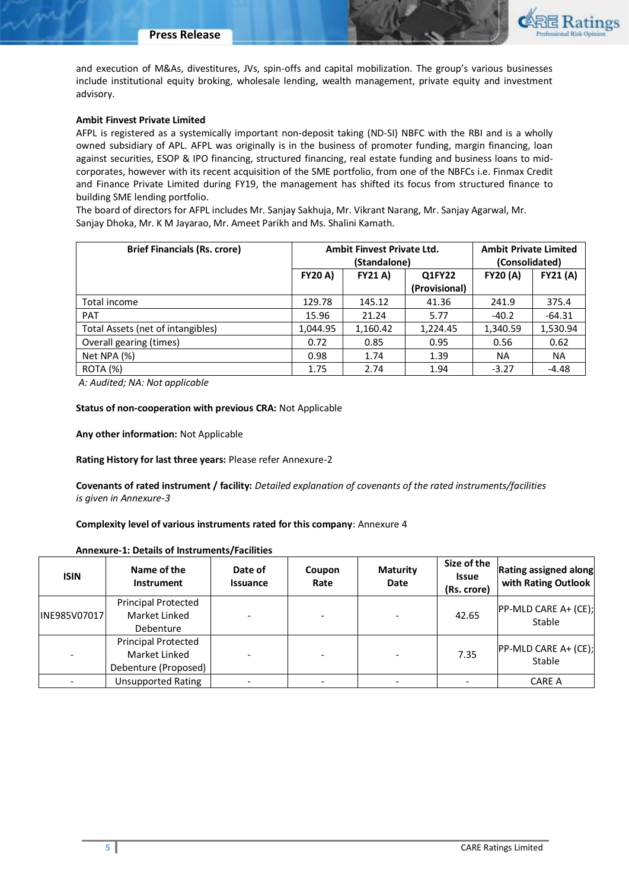and execution of M&As, divestitures, JVs, spin-offs and capital mobilization. The group's various businesses include institutional equity broking, wholesale lending, wealth management, private equity and investment advisory.

**Ambit Finvest Private Limited**

AFPL is registered as a systemically important non-deposit taking (ND-SI) NBFC with the RBI and is a wholly owned subsidiary of APL. AFPL was originally is in the business of promoter funding, margin financing, loan against securities, ESOP & IPO financing, structured financing, real estate funding and business loans to mid-corporates, however with its recent acquisition of the SME portfolio, from one of the NBFCs i.e. Finmax Credit and Finance Private Limited during FY19, the management has shifted its focus from structured finance to building SME lending portfolio.

The board of directors for AFPL includes Mr. Sanjay Sakhuja, Mr. Vikrant Narang, Mr. Sanjay Agarwal, Mr. Sanjay Dhoka, Mr. K M Jayarao, Mr. Ameet Parikh and Ms. Shalini Kamath.

| Brief Financials (Rs. crore) | Ambit Finvest Private Ltd. (Standalone) | | | Ambit Private Limited (Consolidated) | |
|---|---|---|---|---|---|
| | FY20 A) | FY21 A) | Q1FY22 (Provisional) | FY20 (A) | FY21 (A) |
| Total income | 129.78 | 145.12 | 41.36 | 241.9 | 375.4 |
| PAT | 15.96 | 21.24 | 5.77 | -40.2 | -64.31 |
| Total Assets (net of intangibles) | 1,044.95 | 1,160.42 | 1,224.45 | 1,340.59 | 1,530.94 |
| Overall gearing (times) | 0.72 | 0.85 | 0.95 | 0.56 | 0.62 |
| Net NPA (%) | 0.98 | 1.74 | 1.39 | NA | NA |
| ROTA (%) | 1.75 | 2.74 | 1.94 | -3.27 | -4.48 |

*A: Audited; NA: Not applicable*

**Status of non-cooperation with previous CRA:** Not Applicable

**Any other information:** Not Applicable

**Rating History for last three years:** Please refer Annexure-2

**Covenants of rated instrument / facility:** *Detailed explanation of covenants of the rated instruments/facilities is given in Annexure-3*

**Complexity level of various instruments rated for this company**: Annexure 4

**Annexure-1: Details of Instruments/Facilities**

| ISIN | Name of the Instrument | Date of Issuance | Coupon Rate | Maturity Date | Size of the Issue (Rs. crore) | Rating assigned along with Rating Outlook |
|---|---|---|---|---|---|---|
| INE985V07017 | Principal Protected Market Linked Debenture | - | - | - | 42.65 | PP-MLD CARE A+ (CE); Stable |
| - | Principal Protected Market Linked Debenture (Proposed) | - | - | - | 7.35 | PP-MLD CARE A+ (CE); Stable |
| - | Unsupported Rating | - | - | - | - | CARE A |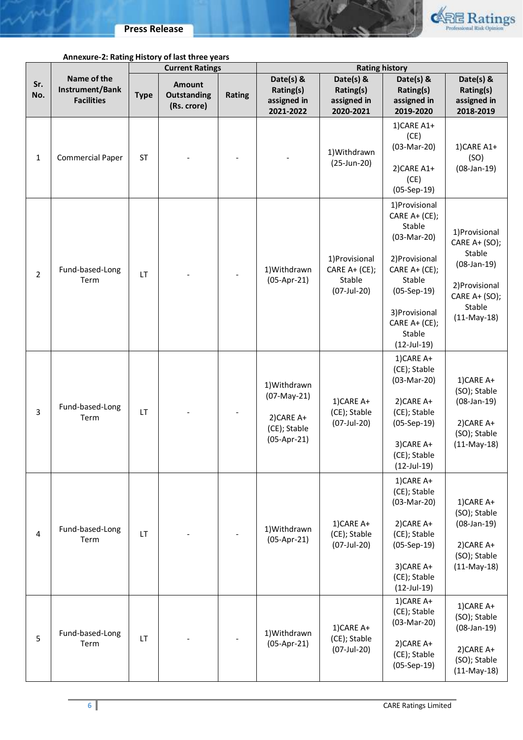**Annexure-2: Rating History of last three years**

| Sr. No. | Name of the Instrument/Bank Facilities | Current Ratings | | | Rating history | | | |
|---|---|---|---|---|---|---|---|---|
| | | Type | Amount Outstanding (Rs. crore) | Rating | Date(s) & Rating(s) assigned in 2021-2022 | Date(s) & Rating(s) assigned in 2020-2021 | Date(s) & Rating(s) assigned in 2019-2020 | Date(s) & Rating(s) assigned in 2018-2019 |
| 1 | Commercial Paper | ST | - | - | - | 1)Withdrawn (25-Jun-20) | 1)CARE A1+ (CE) (03-Mar-20)<br><br>2)CARE A1+ (CE) (05-Sep-19) | 1)CARE A1+ (SO) (08-Jan-19) |
| 2 | Fund-based-Long Term | LT | - | - | 1)Withdrawn (05-Apr-21) | 1)Provisional CARE A+ (CE); Stable (07-Jul-20) | 1)Provisional CARE A+ (CE); Stable (03-Mar-20)<br><br>2)Provisional CARE A+ (CE); Stable (05-Sep-19)<br><br>3)Provisional CARE A+ (CE); Stable (12-Jul-19) | 1)Provisional CARE A+ (SO); Stable (08-Jan-19)<br><br>2)Provisional CARE A+ (SO); Stable (11-May-18) |
| 3 | Fund-based-Long Term | LT | - | - | 1)Withdrawn (07-May-21)<br><br>2)CARE A+ (CE); Stable (05-Apr-21) | 1)CARE A+ (CE); Stable (07-Jul-20) | 1)CARE A+ (CE); Stable (03-Mar-20)<br><br>2)CARE A+ (CE); Stable (05-Sep-19)<br><br>3)CARE A+ (CE); Stable (12-Jul-19) | 1)CARE A+ (SO); Stable (08-Jan-19)<br><br>2)CARE A+ (SO); Stable (11-May-18) |
| 4 | Fund-based-Long Term | LT | - | - | 1)Withdrawn (05-Apr-21) | 1)CARE A+ (CE); Stable (07-Jul-20) | 1)CARE A+ (CE); Stable (03-Mar-20)<br><br>2)CARE A+ (CE); Stable (05-Sep-19)<br><br>3)CARE A+ (CE); Stable (12-Jul-19) | 1)CARE A+ (SO); Stable (08-Jan-19)<br><br>2)CARE A+ (SO); Stable (11-May-18) |
| 5 | Fund-based-Long Term | LT | - | - | 1)Withdrawn (05-Apr-21) | 1)CARE A+ (CE); Stable (07-Jul-20) | 1)CARE A+ (CE); Stable (03-Mar-20)<br><br>2)CARE A+ (CE); Stable (05-Sep-19) | 1)CARE A+ (SO); Stable (08-Jan-19)<br><br>2)CARE A+ (SO); Stable (11-May-18) |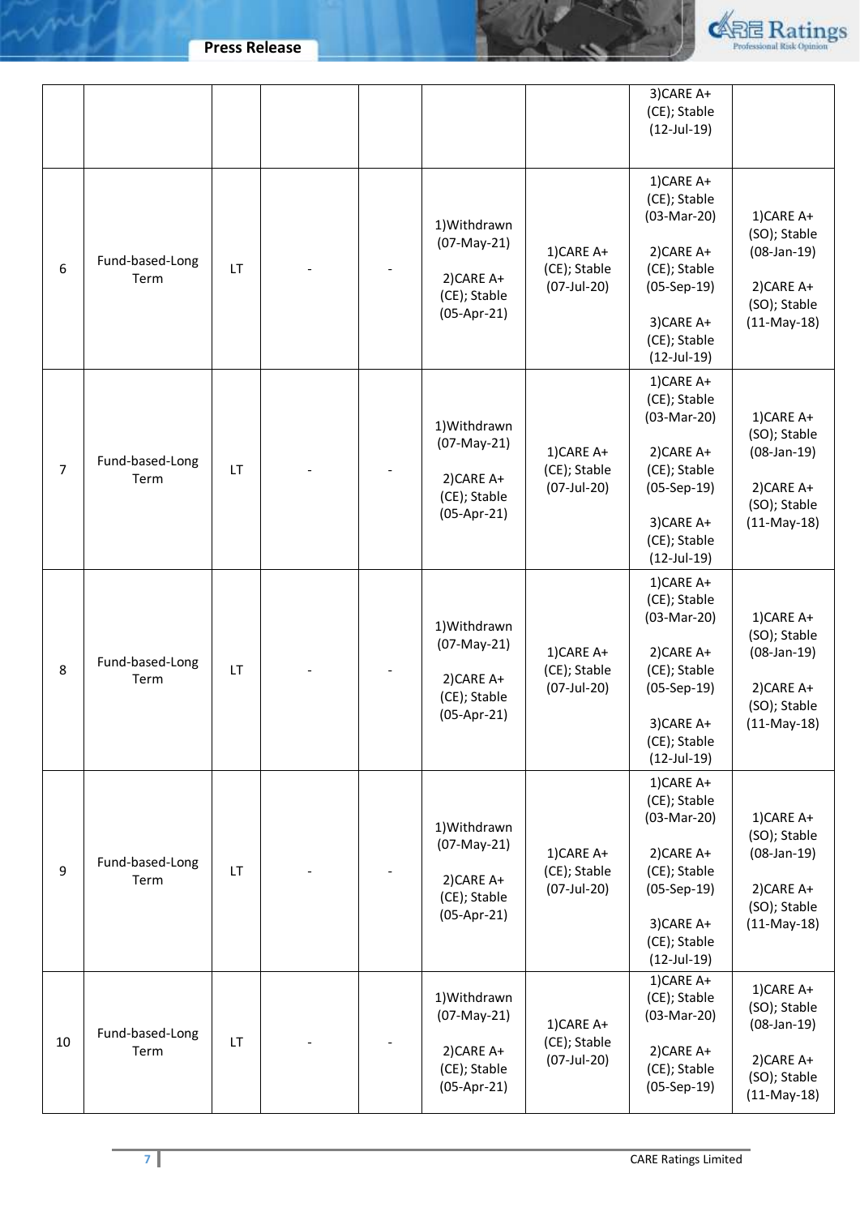| | | | | | | | 3)CARE A+ (CE); Stable (12-Jul-19) | |
|---|---|---|---|---|---|---|---|---|
| 6 | Fund-based-Long Term | LT | - | - | 1)Withdrawn (07-May-21)<br><br>2)CARE A+ (CE); Stable (05-Apr-21) | 1)CARE A+ (CE); Stable (07-Jul-20) | 1)CARE A+ (CE); Stable (03-Mar-20)<br><br>2)CARE A+ (CE); Stable (05-Sep-19)<br><br>3)CARE A+ (CE); Stable (12-Jul-19) | 1)CARE A+ (SO); Stable (08-Jan-19)<br><br>2)CARE A+ (SO); Stable (11-May-18) |
| 7 | Fund-based-Long Term | LT | - | - | 1)Withdrawn (07-May-21)<br><br>2)CARE A+ (CE); Stable (05-Apr-21) | 1)CARE A+ (CE); Stable (07-Jul-20) | 1)CARE A+ (CE); Stable (03-Mar-20)<br><br>2)CARE A+ (CE); Stable (05-Sep-19)<br><br>3)CARE A+ (CE); Stable (12-Jul-19) | 1)CARE A+ (SO); Stable (08-Jan-19)<br><br>2)CARE A+ (SO); Stable (11-May-18) |
| 8 | Fund-based-Long Term | LT | - | - | 1)Withdrawn (07-May-21)<br><br>2)CARE A+ (CE); Stable (05-Apr-21) | 1)CARE A+ (CE); Stable (07-Jul-20) | 1)CARE A+ (CE); Stable (03-Mar-20)<br><br>2)CARE A+ (CE); Stable (05-Sep-19)<br><br>3)CARE A+ (CE); Stable (12-Jul-19) | 1)CARE A+ (SO); Stable (08-Jan-19)<br><br>2)CARE A+ (SO); Stable (11-May-18) |
| 9 | Fund-based-Long Term | LT | - | - | 1)Withdrawn (07-May-21)<br><br>2)CARE A+ (CE); Stable (05-Apr-21) | 1)CARE A+ (CE); Stable (07-Jul-20) | 1)CARE A+ (CE); Stable (03-Mar-20)<br><br>2)CARE A+ (CE); Stable (05-Sep-19)<br><br>3)CARE A+ (CE); Stable (12-Jul-19) | 1)CARE A+ (SO); Stable (08-Jan-19)<br><br>2)CARE A+ (SO); Stable (11-May-18) |
| 10 | Fund-based-Long Term | LT | - | - | 1)Withdrawn (07-May-21)<br><br>2)CARE A+ (CE); Stable (05-Apr-21) | 1)CARE A+ (CE); Stable (07-Jul-20) | 1)CARE A+ (CE); Stable (03-Mar-20)<br><br>2)CARE A+ (CE); Stable (05-Sep-19) | 1)CARE A+ (SO); Stable (08-Jan-19)<br><br>2)CARE A+ (SO); Stable (11-May-18) |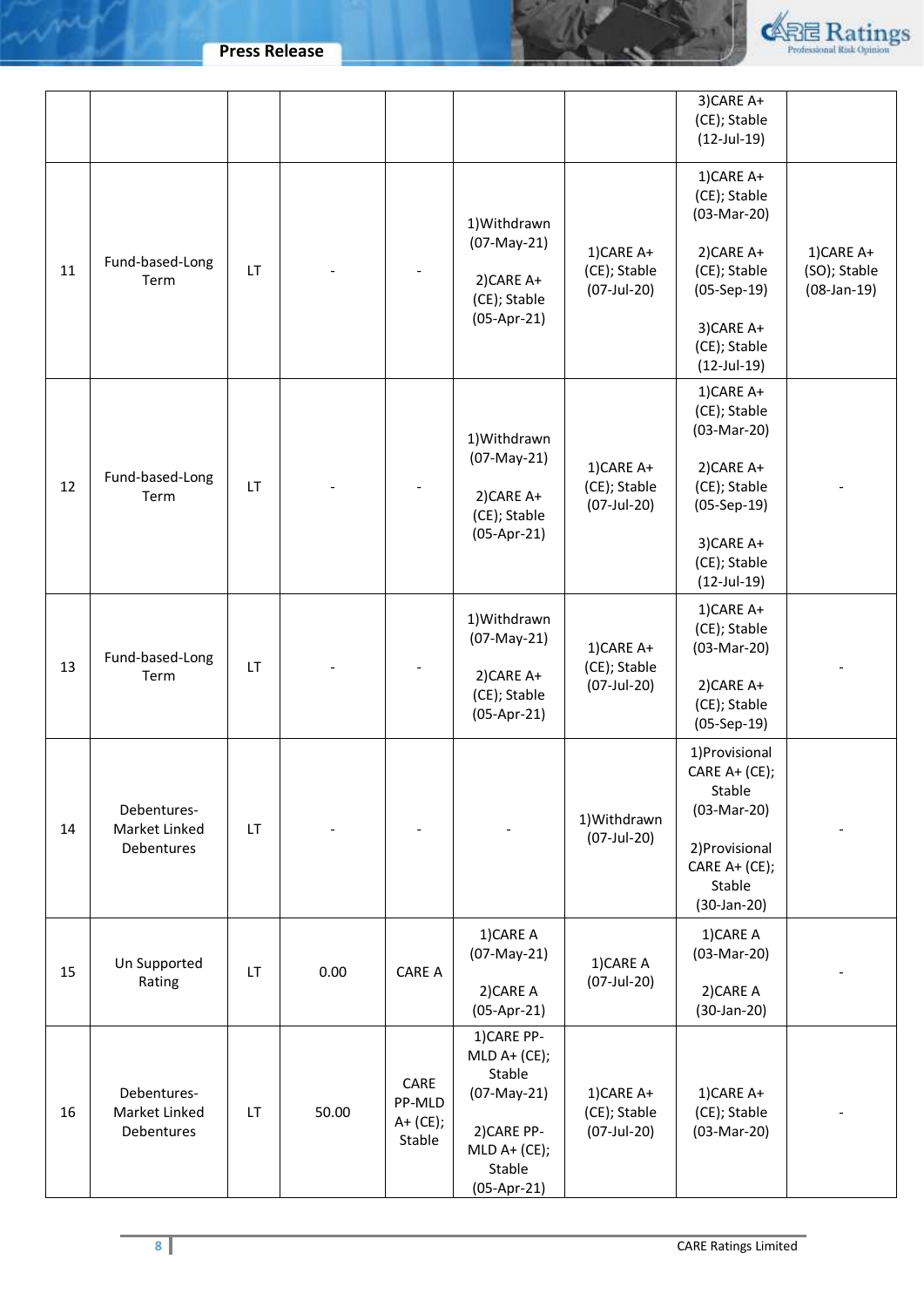|  |  |  |  |  |  |  | 3)CARE A+ (CE); Stable (12-Jul-19) |  |
|---|---|---|---|---|---|---|---|---|
| 11 | Fund-based-Long Term | LT | - | - | 1)Withdrawn (07-May-21)<br><br>2)CARE A+ (CE); Stable (05-Apr-21) | 1)CARE A+ (CE); Stable (07-Jul-20) | 1)CARE A+ (CE); Stable (03-Mar-20)<br><br>2)CARE A+ (CE); Stable (05-Sep-19)<br><br>3)CARE A+ (CE); Stable (12-Jul-19) | 1)CARE A+ (SO); Stable (08-Jan-19) |
| 12 | Fund-based-Long Term | LT | - | - | 1)Withdrawn (07-May-21)<br><br>2)CARE A+ (CE); Stable (05-Apr-21) | 1)CARE A+ (CE); Stable (07-Jul-20) | 1)CARE A+ (CE); Stable (03-Mar-20)<br><br>2)CARE A+ (CE); Stable (05-Sep-19)<br><br>3)CARE A+ (CE); Stable (12-Jul-19) | - |
| 13 | Fund-based-Long Term | LT | - | - | 1)Withdrawn (07-May-21)<br><br>2)CARE A+ (CE); Stable (05-Apr-21) | 1)CARE A+ (CE); Stable (07-Jul-20) | 1)CARE A+ (CE); Stable (03-Mar-20)<br><br>2)CARE A+ (CE); Stable (05-Sep-19) | - |
| 14 | Debentures-Market Linked Debentures | LT | - | - | - | 1)Withdrawn (07-Jul-20) | 1)Provisional CARE A+ (CE); Stable (03-Mar-20)<br><br>2)Provisional CARE A+ (CE); Stable (30-Jan-20) | - |
| 15 | Un Supported Rating | LT | 0.00 | CARE A | 1)CARE A (07-May-21)<br><br>2)CARE A (05-Apr-21) | 1)CARE A (07-Jul-20) | 1)CARE A (03-Mar-20)<br><br>2)CARE A (30-Jan-20) | - |
| 16 | Debentures-Market Linked Debentures | LT | 50.00 | CARE PP-MLD A+ (CE); Stable | 1)CARE PP-MLD A+ (CE); Stable (07-May-21)<br><br>2)CARE PP-MLD A+ (CE); Stable (05-Apr-21) | 1)CARE A+ (CE); Stable (07-Jul-20) | 1)CARE A+ (CE); Stable (03-Mar-20) | - |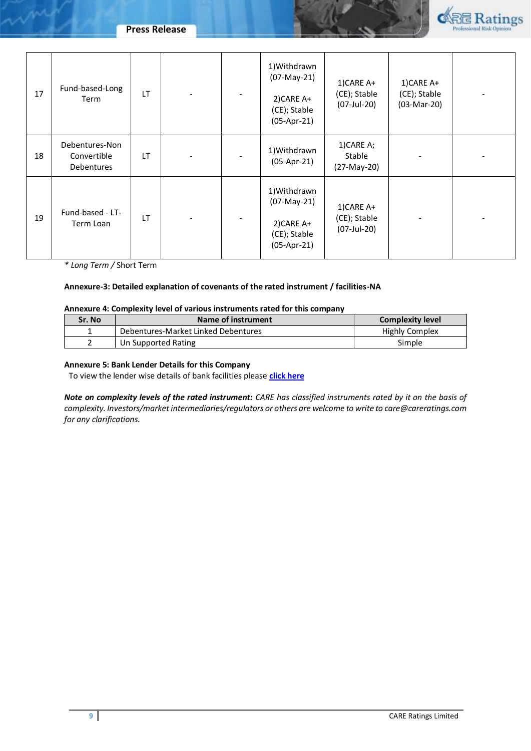| 17 | Fund-based-Long Term | LT | - | - | 1)Withdrawn (07-May-21)<br><br>2)CARE A+ (CE); Stable (05-Apr-21) | 1)CARE A+ (CE); Stable (07-Jul-20) | 1)CARE A+ (CE); Stable (03-Mar-20) | - |
|---|---|---|---|---|---|---|---|---|
| 18 | Debentures-Non Convertible Debentures | LT | - | - | 1)Withdrawn (05-Apr-21) | 1)CARE A; Stable (27-May-20) | - | - |
| 19 | Fund-based - LT-Term Loan | LT | - | - | 1)Withdrawn (07-May-21)<br><br>2)CARE A+ (CE); Stable (05-Apr-21) | 1)CARE A+ (CE); Stable (07-Jul-20) | - | - |

*\* Long Term /* Short Term

**Annexure-3: Detailed explanation of covenants of the rated instrument / facilities-NA**

**Annexure 4: Complexity level of various instruments rated for this company**

| Sr. No | Name of instrument | Complexity level |
|---|---|---|
| 1 | Debentures-Market Linked Debentures | Highly Complex |
| 2 | Un Supported Rating | Simple |

**Annexure 5: Bank Lender Details for this Company**

To view the lender wise details of bank facilities please **click here**

***Note on complexity levels of the rated instrument:*** *CARE has classified instruments rated by it on the basis of complexity. Investors/market intermediaries/regulators or others are welcome to write to care@careratings.com for any clarifications.*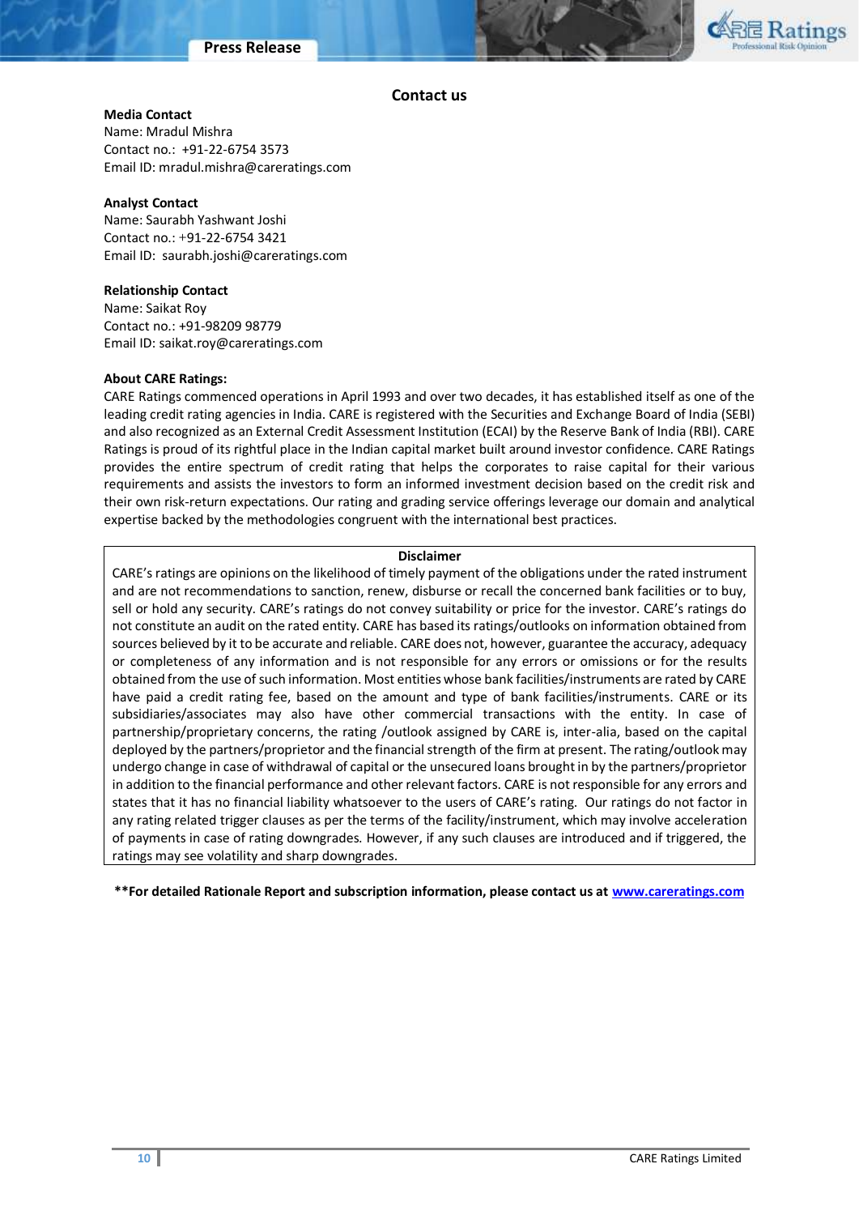## Contact us

**Media Contact**
Name: Mradul Mishra
Contact no.: +91-22-6754 3573
Email ID: mradul.mishra@careratings.com

**Analyst Contact**
Name: Saurabh Yashwant Joshi
Contact no.: +91-22-6754 3421
Email ID: saurabh.joshi@careratings.com

**Relationship Contact**
Name: Saikat Roy
Contact no.: +91-98209 98779
Email ID: saikat.roy@careratings.com

**About CARE Ratings:**
CARE Ratings commenced operations in April 1993 and over two decades, it has established itself as one of the leading credit rating agencies in India. CARE is registered with the Securities and Exchange Board of India (SEBI) and also recognized as an External Credit Assessment Institution (ECAI) by the Reserve Bank of India (RBI). CARE Ratings is proud of its rightful place in the Indian capital market built around investor confidence. CARE Ratings provides the entire spectrum of credit rating that helps the corporates to raise capital for their various requirements and assists the investors to form an informed investment decision based on the credit risk and their own risk-return expectations. Our rating and grading service offerings leverage our domain and analytical expertise backed by the methodologies congruent with the international best practices.

**Disclaimer**

CARE's ratings are opinions on the likelihood of timely payment of the obligations under the rated instrument and are not recommendations to sanction, renew, disburse or recall the concerned bank facilities or to buy, sell or hold any security. CARE's ratings do not convey suitability or price for the investor. CARE's ratings do not constitute an audit on the rated entity. CARE has based its ratings/outlooks on information obtained from sources believed by it to be accurate and reliable. CARE does not, however, guarantee the accuracy, adequacy or completeness of any information and is not responsible for any errors or omissions or for the results obtained from the use of such information. Most entities whose bank facilities/instruments are rated by CARE have paid a credit rating fee, based on the amount and type of bank facilities/instruments. CARE or its subsidiaries/associates may also have other commercial transactions with the entity. In case of partnership/proprietary concerns, the rating /outlook assigned by CARE is, inter-alia, based on the capital deployed by the partners/proprietor and the financial strength of the firm at present. The rating/outlook may undergo change in case of withdrawal of capital or the unsecured loans brought in by the partners/proprietor in addition to the financial performance and other relevant factors. CARE is not responsible for any errors and states that it has no financial liability whatsoever to the users of CARE's rating. Our ratings do not factor in any rating related trigger clauses as per the terms of the facility/instrument, which may involve acceleration of payments in case of rating downgrades. However, if any such clauses are introduced and if triggered, the ratings may see volatility and sharp downgrades.

**\*\*For detailed Rationale Report and subscription information, please contact us at [www.careratings.com](http://www.careratings.com)**